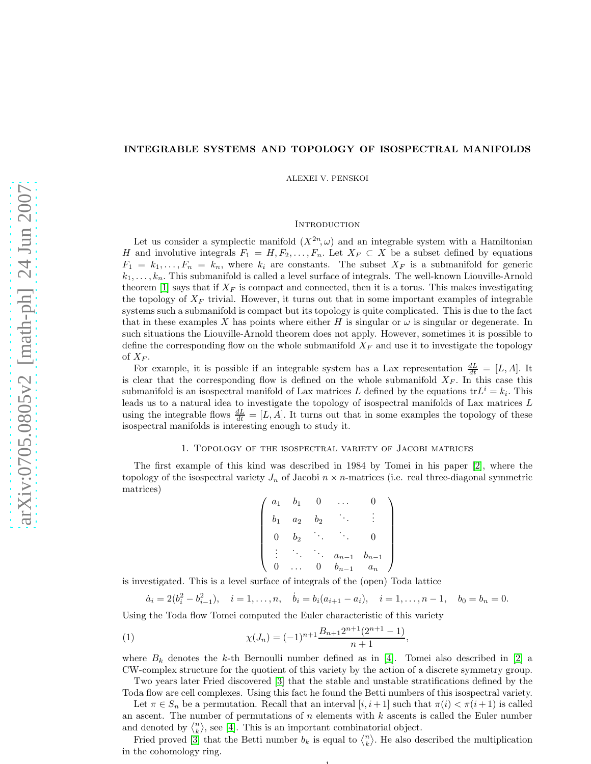# INTEGRABLE SYSTEMS AND TOPOLOGY OF ISOSPECTRAL MANIFOLDS

ALEXEI V. PENSKOI

## Introduction

Let us consider a symplectic manifold $(X^{2n},\omega)$ and an integrable system with a Hamiltonian $H$ and involutive integrals $F_1 = H, F_2, \ldots, F_n$. Let $X_F \subset X$ be a subset defined by equations $F_1 = k_1, \ldots, F_n = k_n$, where $k_i$ are constants. The subset $X_F$ is a submanifold for generic $k_1, \ldots, k_n$. This submanifold is called a level surface of integrals. The well-known Liouville-Arnold theorem [1] says that if $X_F$ is compact and connected, then it is a torus. This makes investigating the topology of $X_F$ trivial. However, it turns out that in some important examples of integrable systems such a submanifold is compact but its topology is quite complicated. This is due to the fact that in these examples $X$ has points where either $H$ is singular or $\omega$ is singular or degenerate. In such situations the Liouville-Arnold theorem does not apply. However, sometimes it is possible to define the corresponding flow on the whole submanifold $X_F$ and use it to investigate the topology of $X_F$.

For example, it is possible if an integrable system has a Lax representation $\frac{dL}{dt} = [L, A]$. It is clear that the corresponding flow is defined on the whole submanifold $X_F$. In this case this submanifold is an isospectral manifold of Lax matrices $L$ defined by the equations $\mathrm{tr} L^i = k_i$. This leads us to a natural idea to investigate the topology of isospectral manifolds of Lax matrices $L$ using the integrable flows $\frac{dL}{dt} = [L, A]$. It turns out that in some examples the topology of these isospectral manifolds is interesting enough to study it.

## 1. Topology of the isospectral variety of Jacobi matrices

The first example of this kind was described in 1984 by Tomei in his paper [2], where the topology of the isospectral variety $J_n$ of Jacobi $n \times n$-matrices (i.e. real three-diagonal symmetric matrices)

$$
\begin{pmatrix}
a_1 & b_1 & 0 & \ldots & 0 \\
b_1 & a_2 & b_2 & \ddots & \vdots \\
0 & b_2 & \ddots & \ddots & 0 \\
\vdots & \ddots & \ddots & a_{n-1} & b_{n-1} \\
0 & \ldots & 0 & b_{n-1} & a_n
\end{pmatrix}
$$

is investigated. This is a level surface of integrals of the (open) Toda lattice

$$
\dot{a}_i = 2(b_i^2 - b_{i-1}^2), \quad i = 1, \ldots, n, \quad \dot{b}_i = b_i(a_{i+1} - a_i), \quad i = 1, \ldots, n-1, \quad b_0 = b_n = 0.
$$

Using the Toda flow Tomei computed the Euler characteristic of this variety

$$
\chi(J_n) = (-1)^{n+1} \frac{B_{n+1} 2^{n+1}(2^{n+1} - 1)}{n+1}, \tag{1}
$$

where $B_k$ denotes the $k$-th Bernoulli number defined as in [4]. Tomei also described in [2] a CW-complex structure for the quotient of this variety by the action of a discrete symmetry group.

Two years later Fried discovered [3] that the stable and unstable stratifications defined by the Toda flow are cell complexes. Using this fact he found the Betti numbers of this isospectral variety.

Let $\pi \in S_n$ be a permutation. Recall that an interval $[i, i+1]$ such that $\pi(i) < \pi(i+1)$ is called an ascent. The number of permutations of $n$ elements with $k$ ascents is called the Euler number and denoted by $\left\langle {n \atop k} \right\rangle$, see [4]. This is an important combinatorial object.

Fried proved [3] that the Betti number $b_k$ is equal to $\left\langle {n \atop k} \right\rangle$. He also described the multiplication in the cohomology ring.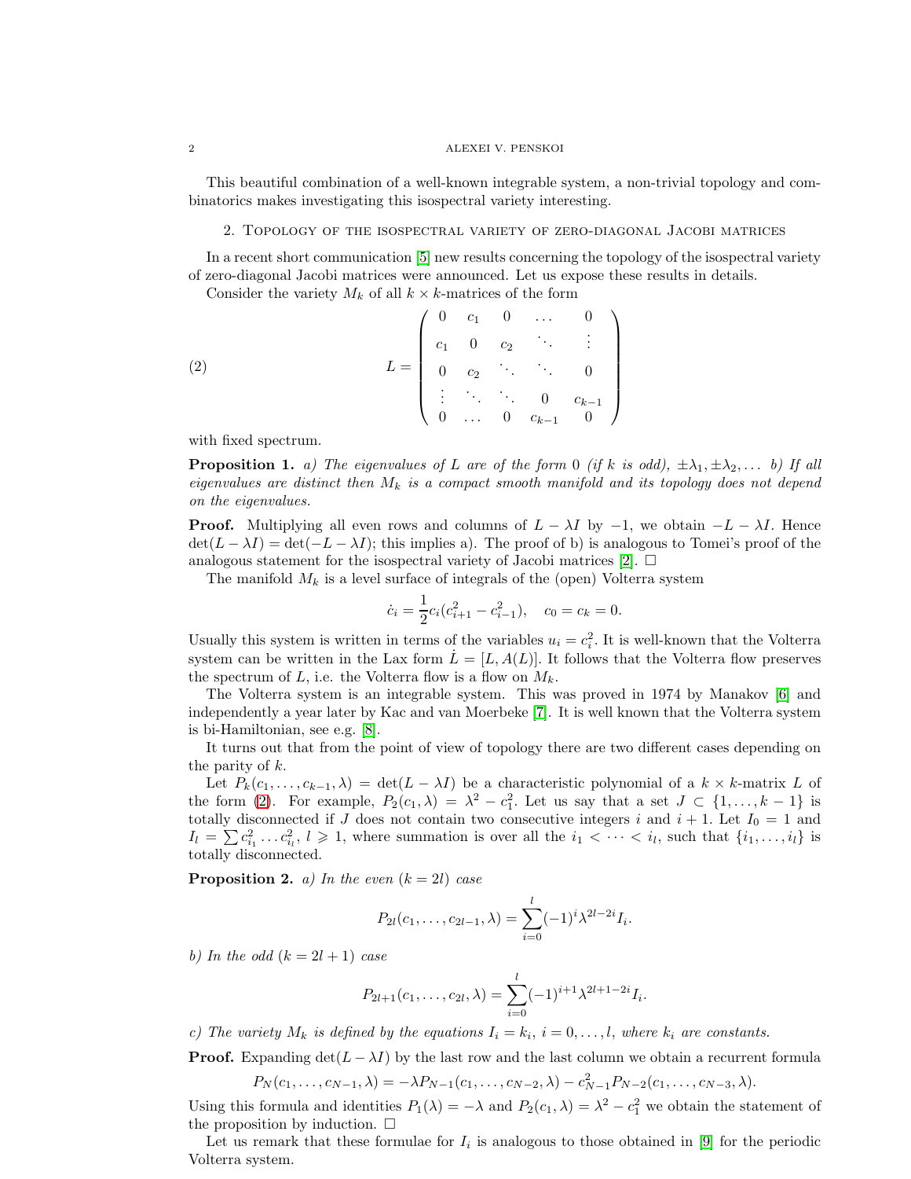This beautiful combination of a well-known integrable system, a non-trivial topology and combinatorics makes investigating this isospectral variety interesting.

## 2. Topology of the isospectral variety of zero-diagonal Jacobi matrices

In a recent short communication [5] new results concerning the topology of the isospectral variety of zero-diagonal Jacobi matrices were announced. Let us expose these results in details.

Consider the variety $M_k$ of all $k \times k$-matrices of the form

$$
L = \begin{pmatrix} 0 & c_1 & 0 & \dots & 0 \\ c_1 & 0 & c_2 & \ddots & \vdots \\ 0 & c_2 & \ddots & \ddots & 0 \\ \vdots & \ddots & \ddots & 0 & c_{k-1} \\ 0 & \dots & 0 & c_{k-1} & 0 \end{pmatrix} \tag{2}
$$

with fixed spectrum.

**Proposition 1.** *a) The eigenvalues of $L$ are of the form $0$ (if $k$ is odd), $\pm\lambda_1, \pm\lambda_2, \dots$ b) If all eigenvalues are distinct then $M_k$ is a compact smooth manifold and its topology does not depend on the eigenvalues.*

**Proof.** Multiplying all even rows and columns of $L - \lambda I$ by $-1$, we obtain $-L - \lambda I$. Hence $\det(L - \lambda I) = \det(-L - \lambda I)$; this implies a). The proof of b) is analogous to Tomei's proof of the analogous statement for the isospectral variety of Jacobi matrices [2]. □

The manifold $M_k$ is a level surface of integrals of the (open) Volterra system

$$
\dot{c}_i = \frac{1}{2} c_i (c_{i+1}^2 - c_{i-1}^2), \quad c_0 = c_k = 0.
$$

Usually this system is written in terms of the variables $u_i = c_i^2$. It is well-known that the Volterra system can be written in the Lax form $\dot{L} = [L, A(L)]$. It follows that the Volterra flow preserves the spectrum of $L$, i.e. the Volterra flow is a flow on $M_k$.

The Volterra system is an integrable system. This was proved in 1974 by Manakov [6] and independently a year later by Kac and van Moerbeke [7]. It is well known that the Volterra system is bi-Hamiltonian, see e.g. [8].

It turns out that from the point of view of topology there are two different cases depending on the parity of $k$.

Let $P_k(c_1, \dots, c_{k-1}, \lambda) = \det(L - \lambda I)$ be a characteristic polynomial of a $k \times k$-matrix $L$ of the form (2). For example, $P_2(c_1, \lambda) = \lambda^2 - c_1^2$. Let us say that a set $J \subset \{1, \dots, k-1\}$ is totally disconnected if $J$ does not contain two consecutive integers $i$ and $i+1$. Let $I_0 = 1$ and $I_l = \sum c_{i_1}^2 \dots c_{i_l}^2$, $l \geqslant 1$, where summation is over all the $i_1 < \dots < i_l$, such that $\{i_1, \dots, i_l\}$ is totally disconnected.

**Proposition 2.** *a) In the even ($k = 2l$) case*

$$
P_{2l}(c_1, \dots, c_{2l-1}, \lambda) = \sum_{i=0}^{l} (-1)^i \lambda^{2l-2i} I_i.
$$

*b) In the odd ($k = 2l+1$) case*

$$
P_{2l+1}(c_1, \dots, c_{2l}, \lambda) = \sum_{i=0}^{l} (-1)^{i+1} \lambda^{2l+1-2i} I_i.
$$

*c) The variety $M_k$ is defined by the equations $I_i = k_i$, $i = 0, \dots, l$, where $k_i$ are constants.*

**Proof.** Expanding $\det(L - \lambda I)$ by the last row and the last column we obtain a recurrent formula

$$
P_N(c_1, \dots, c_{N-1}, \lambda) = -\lambda P_{N-1}(c_1, \dots, c_{N-2}, \lambda) - c_{N-1}^2 P_{N-2}(c_1, \dots, c_{N-3}, \lambda).
$$

Using this formula and identities $P_1(\lambda) = -\lambda$ and $P_2(c_1, \lambda) = \lambda^2 - c_1^2$ we obtain the statement of the proposition by induction. □

Let us remark that these formulae for $I_i$ is analogous to those obtained in [9] for the periodic Volterra system.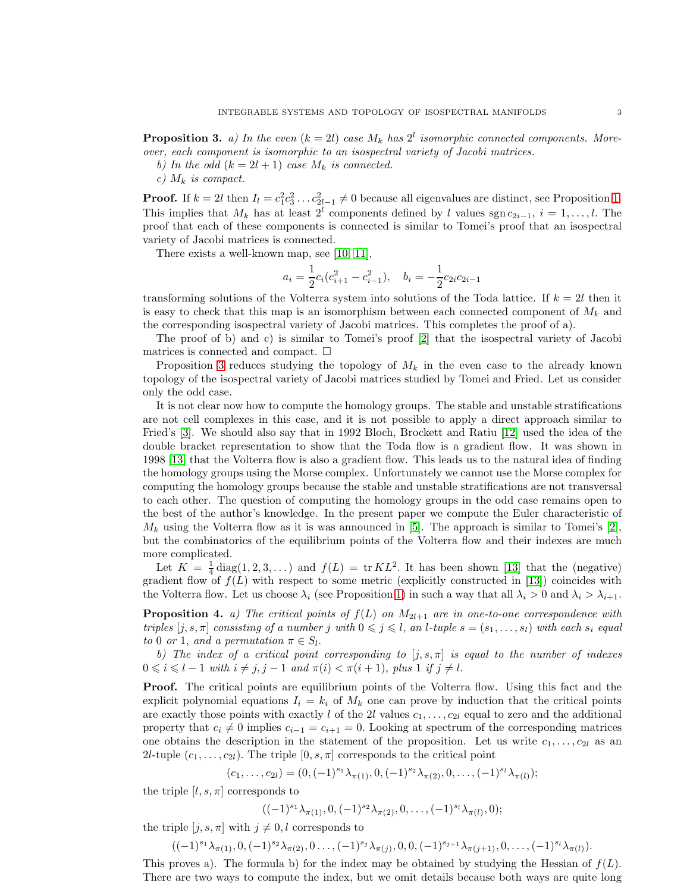**Proposition 3.** *a) In the even ($k = 2l$) case $M_k$ has $2^l$ isomorphic connected components. Moreover, each component is isomorphic to an isospectral variety of Jacobi matrices.*

*b) In the odd ($k = 2l + 1$) case $M_k$ is connected.*

*c) $M_k$ is compact.*

**Proof.** If $k = 2l$ then $I_l = c_1^2 c_3^2 \dots c_{2l-1}^2 \neq 0$ because all eigenvalues are distinct, see Proposition 1. This implies that $M_k$ has at least $2^l$ components defined by $l$ values $\operatorname{sgn} c_{2i-1}$, $i = 1, \dots, l$. The proof that each of these components is connected is similar to Tomei's proof that an isospectral variety of Jacobi matrices is connected.

There exists a well-known map, see [10, 11],

$$a_i = \frac{1}{2} c_i (c_{i+1}^2 - c_{i-1}^2), \quad b_i = -\frac{1}{2} c_{2i} c_{2i-1}$$

transforming solutions of the Volterra system into solutions of the Toda lattice. If $k = 2l$ then it is easy to check that this map is an isomorphism between each connected component of $M_k$ and the corresponding isospectral variety of Jacobi matrices. This completes the proof of a).

The proof of b) and c) is similar to Tomei's proof [2] that the isospectral variety of Jacobi matrices is connected and compact. $\square$

Proposition 3 reduces studying the topology of $M_k$ in the even case to the already known topology of the isospectral variety of Jacobi matrices studied by Tomei and Fried. Let us consider only the odd case.

It is not clear now how to compute the homology groups. The stable and unstable stratifications are not cell complexes in this case, and it is not possible to apply a direct approach similar to Fried's [3]. We should also say that in 1992 Bloch, Brockett and Ratiu [12] used the idea of the double bracket representation to show that the Toda flow is a gradient flow. It was shown in 1998 [13] that the Volterra flow is also a gradient flow. This leads us to the natural idea of finding the homology groups using the Morse complex. Unfortunately we cannot use the Morse complex for computing the homology groups because the stable and unstable stratifications are not transversal to each other. The question of computing the homology groups in the odd case remains open to the best of the author's knowledge. In the present paper we compute the Euler characteristic of $M_k$ using the Volterra flow as it is was announced in [5]. The approach is similar to Tomei's [2], but the combinatorics of the equilibrium points of the Volterra flow and their indexes are much more complicated.

Let $K = \frac{1}{4} \operatorname{diag}(1, 2, 3, \dots)$ and $f(L) = \operatorname{tr} KL^2$. It has been shown [13] that the (negative) gradient flow of $f(L)$ with respect to some metric (explicitly constructed in [13]) coincides with the Volterra flow. Let us choose $\lambda_i$ (see Proposition 1) in such a way that all $\lambda_i > 0$ and $\lambda_i > \lambda_{i+1}$.

**Proposition 4.** *a) The critical points of $f(L)$ on $M_{2l+1}$ are in one-to-one correspondence with triples $[j, s, \pi]$ consisting of a number $j$ with $0 \leqslant j \leqslant l$, an $l$-tuple $s = (s_1, \dots, s_l)$ with each $s_i$ equal to 0 or 1, and a permutation $\pi \in S_l$.*

*b) The index of a critical point corresponding to $[j, s, \pi]$ is equal to the number of indexes $0 \leqslant i \leqslant l - 1$ with $i \neq j, j - 1$ and $\pi(i) < \pi(i + 1)$, plus 1 if $j \neq l$.*

**Proof.** The critical points are equilibrium points of the Volterra flow. Using this fact and the explicit polynomial equations $I_i = k_i$ of $M_k$ one can prove by induction that the critical points are exactly those points with exactly $l$ of the $2l$ values $c_1, \dots, c_{2l}$ equal to zero and the additional property that $c_i \neq 0$ implies $c_{i-1} = c_{i+1} = 0$. Looking at spectrum of the corresponding matrices one obtains the description in the statement of the proposition. Let us write $c_1, \dots, c_{2l}$ as an $2l$-tuple $(c_1, \dots, c_{2l})$. The triple $[0, s, \pi]$ corresponds to the critical point

$$(c_1, \dots, c_{2l}) = (0, (-1)^{s_1} \lambda_{\pi(1)}, 0, (-1)^{s_2} \lambda_{\pi(2)}, 0, \dots, (-1)^{s_l} \lambda_{\pi(l)});$$

the triple $[l, s, \pi]$ corresponds to

$$((-1)^{s_1} \lambda_{\pi(1)}, 0, (-1)^{s_2} \lambda_{\pi(2)}, 0, \dots, (-1)^{s_l} \lambda_{\pi(l)}, 0);$$

the triple $[j, s, \pi]$ with $j \neq 0, l$ corresponds to

$$((-1)^{s_1} \lambda_{\pi(1)}, 0, (-1)^{s_2} \lambda_{\pi(2)}, 0 \dots, (-1)^{s_j} \lambda_{\pi(j)}, 0, 0, (-1)^{s_{j+1}} \lambda_{\pi(j+1)}, 0, \dots, (-1)^{s_l} \lambda_{\pi(l)}).$$

This proves a). The formula b) for the index may be obtained by studying the Hessian of $f(L)$. There are two ways to compute the index, but we omit details because both ways are quite long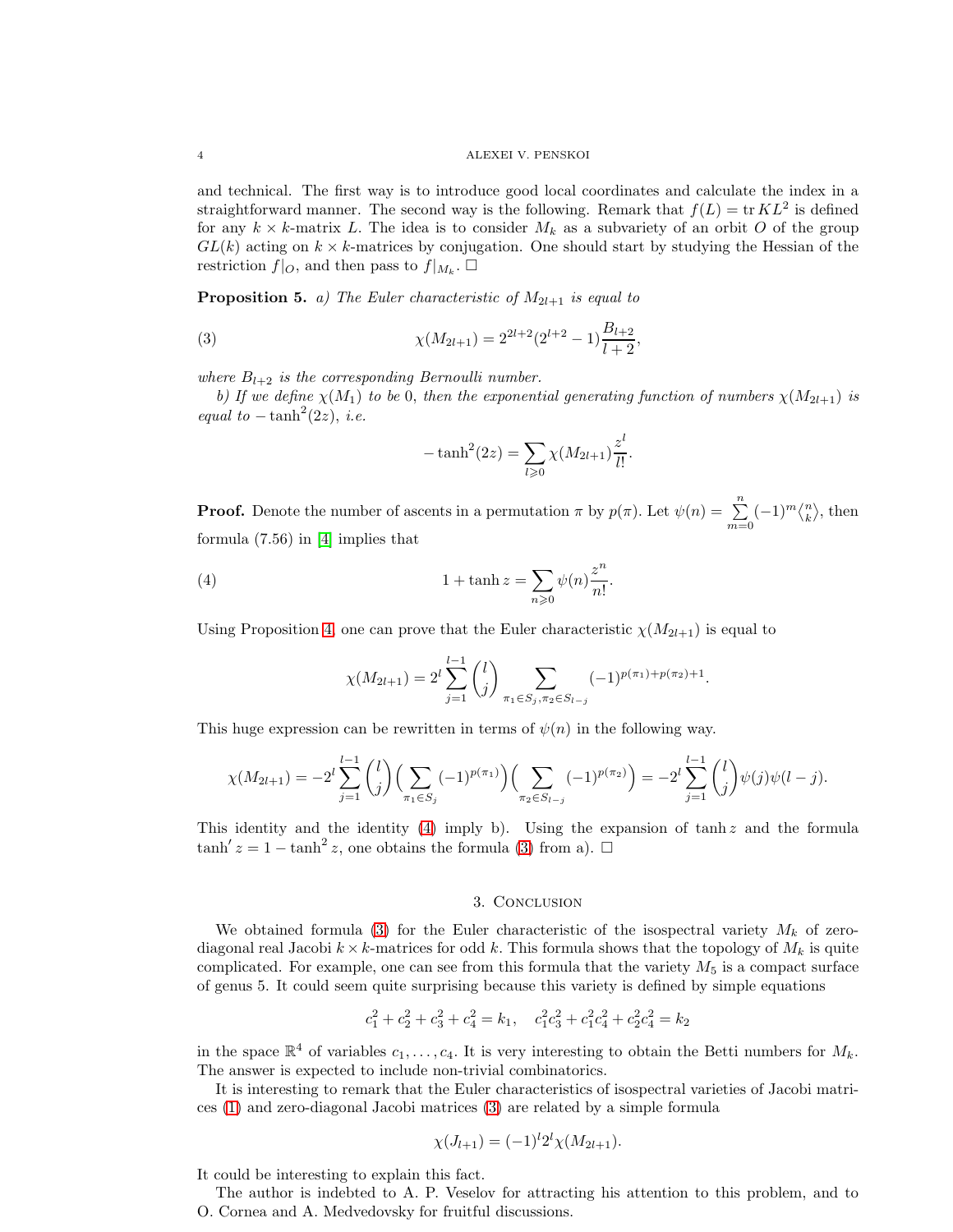and technical. The first way is to introduce good local coordinates and calculate the index in a straightforward manner. The second way is the following. Remark that $f(L) = \operatorname{tr} KL^2$ is defined for any $k \times k$-matrix $L$. The idea is to consider $M_k$ as a subvariety of an orbit $O$ of the group $GL(k)$ acting on $k \times k$-matrices by conjugation. One should start by studying the Hessian of the restriction $f|_O$, and then pass to $f|_{M_k}$. □

**Proposition 5.** *a) The Euler characteristic of $M_{2l+1}$ is equal to*

$$\chi(M_{2l+1}) = 2^{2l+2}(2^{l+2} - 1)\frac{B_{l+2}}{l+2}, \tag{3}$$

*where $B_{l+2}$ is the corresponding Bernoulli number.*

*b) If we define $\chi(M_1)$ to be 0, then the exponential generating function of numbers $\chi(M_{2l+1})$ is equal to $-\tanh^2(2z)$, i.e.*

$$-\tanh^2(2z) = \sum_{l \geqslant 0} \chi(M_{2l+1}) \frac{z^l}{l!}.$$

**Proof.** Denote the number of ascents in a permutation $\pi$ by $p(\pi)$. Let $\psi(n) = \sum_{m=0}^{n} (-1)^m \left\langle {n \atop k} \right\rangle$, then formula (7.56) in [4] implies that

$$1 + \tanh z = \sum_{n \geqslant 0} \psi(n) \frac{z^n}{n!}. \tag{4}$$

Using Proposition 4 one can prove that the Euler characteristic $\chi(M_{2l+1})$ is equal to

$$\chi(M_{2l+1}) = 2^l \sum_{j=1}^{l-1} \binom{l}{j} \sum_{\pi_1 \in S_j, \pi_2 \in S_{l-j}} (-1)^{p(\pi_1) + p(\pi_2) + 1}.$$

This huge expression can be rewritten in terms of $\psi(n)$ in the following way.

$$\chi(M_{2l+1}) = -2^l \sum_{j=1}^{l-1} \binom{l}{j} \Big( \sum_{\pi_1 \in S_j} (-1)^{p(\pi_1)} \Big) \Big( \sum_{\pi_2 \in S_{l-j}} (-1)^{p(\pi_2)} \Big) = -2^l \sum_{j=1}^{l-1} \binom{l}{j} \psi(j) \psi(l-j).$$

This identity and the identity (4) imply b). Using the expansion of $\tanh z$ and the formula $\tanh' z = 1 - \tanh^2 z$, one obtains the formula (3) from a). □

## 3. Conclusion

We obtained formula (3) for the Euler characteristic of the isospectral variety $M_k$ of zero-diagonal real Jacobi $k \times k$-matrices for odd $k$. This formula shows that the topology of $M_k$ is quite complicated. For example, one can see from this formula that the variety $M_5$ is a compact surface of genus 5. It could seem quite surprising because this variety is defined by simple equations

$$c_1^2 + c_2^2 + c_3^2 + c_4^2 = k_1, \quad c_1^2 c_3^2 + c_1^2 c_4^2 + c_2^2 c_4^2 = k_2$$

in the space $\mathbb{R}^4$ of variables $c_1, \dots, c_4$. It is very interesting to obtain the Betti numbers for $M_k$. The answer is expected to include non-trivial combinatorics.

It is interesting to remark that the Euler characteristics of isospectral varieties of Jacobi matrices (1) and zero-diagonal Jacobi matrices (3) are related by a simple formula

$$\chi(J_{l+1}) = (-1)^l 2^l \chi(M_{2l+1}).$$

It could be interesting to explain this fact.

The author is indebted to A. P. Veselov for attracting his attention to this problem, and to O. Cornea and A. Medvedovsky for fruitful discussions.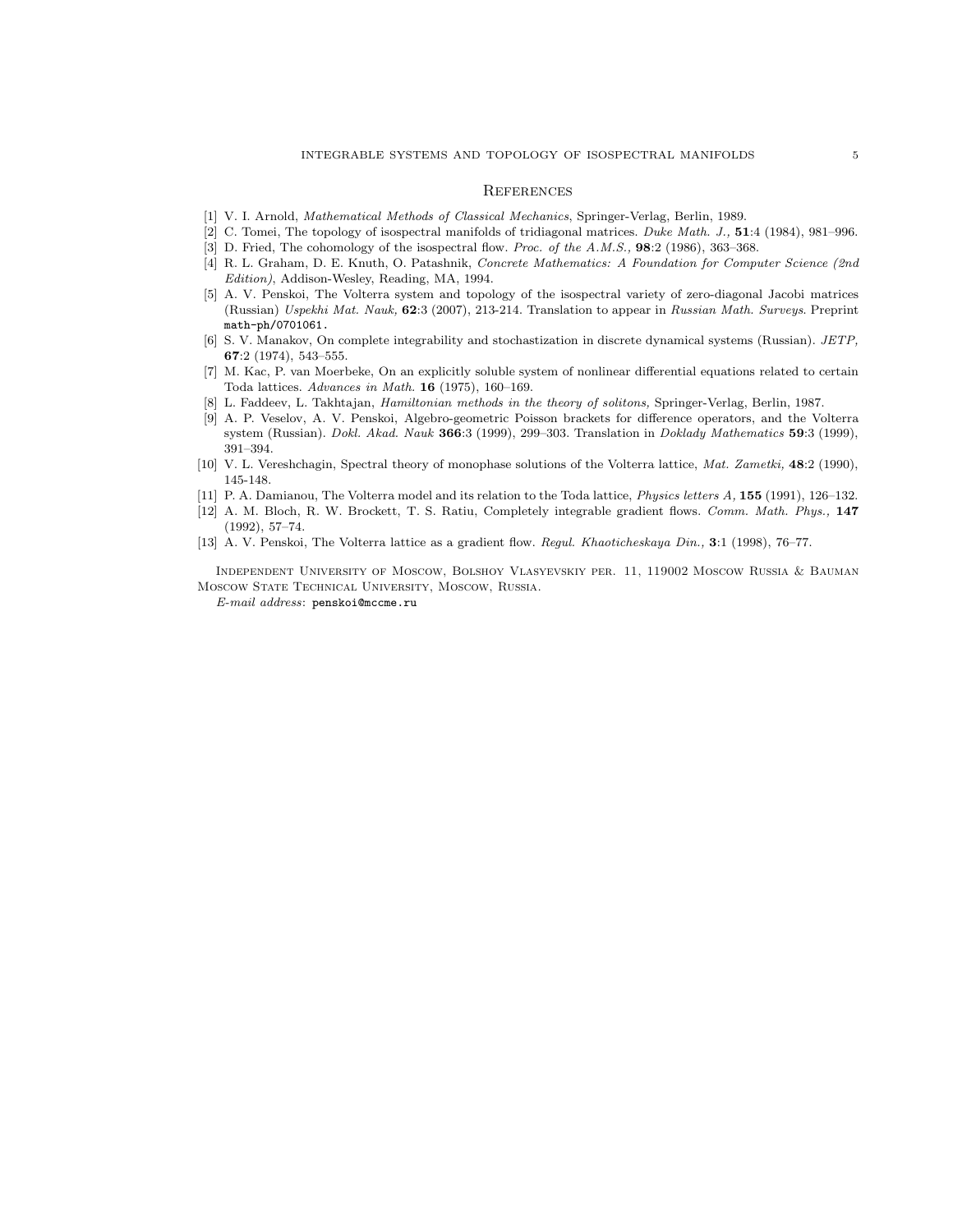## References

[1] V. I. Arnold, *Mathematical Methods of Classical Mechanics*, Springer-Verlag, Berlin, 1989.

[2] C. Tomei, The topology of isospectral manifolds of tridiagonal matrices. *Duke Math. J.,* **51**:4 (1984), 981–996.

[3] D. Fried, The cohomology of the isospectral flow. *Proc. of the A.M.S.,* **98**:2 (1986), 363–368.

[4] R. L. Graham, D. E. Knuth, O. Patashnik, *Concrete Mathematics: A Foundation for Computer Science (2nd Edition)*, Addison-Wesley, Reading, MA, 1994.

[5] A. V. Penskoi, The Volterra system and topology of the isospectral variety of zero-diagonal Jacobi matrices (Russian) *Uspekhi Mat. Nauk,* **62**:3 (2007), 213-214. Translation to appear in *Russian Math. Surveys*. Preprint `math-ph/0701061`.

[6] S. V. Manakov, On complete integrability and stochastization in discrete dynamical systems (Russian). *JETP,* **67**:2 (1974), 543–555.

[7] M. Kac, P. van Moerbeke, On an explicitly soluble system of nonlinear differential equations related to certain Toda lattices. *Advances in Math.* **16** (1975), 160–169.

[8] L. Faddeev, L. Takhtajan, *Hamiltonian methods in the theory of solitons,* Springer-Verlag, Berlin, 1987.

[9] A. P. Veselov, A. V. Penskoi, Algebro-geometric Poisson brackets for difference operators, and the Volterra system (Russian). *Dokl. Akad. Nauk* **366**:3 (1999), 299–303. Translation in *Doklady Mathematics* **59**:3 (1999), 391–394.

[10] V. L. Vereshchagin, Spectral theory of monophase solutions of the Volterra lattice, *Mat. Zametki,* **48**:2 (1990), 145-148.

[11] P. A. Damianou, The Volterra model and its relation to the Toda lattice, *Physics letters A,* **155** (1991), 126–132.

[12] A. M. Bloch, R. W. Brockett, T. S. Ratiu, Completely integrable gradient flows. *Comm. Math. Phys.,* **147** (1992), 57–74.

[13] A. V. Penskoi, The Volterra lattice as a gradient flow. *Regul. Khaoticheskaya Din.,* **3**:1 (1998), 76–77.

Independent University of Moscow, Bolshoy Vlasyevskiy per. 11, 119002 Moscow Russia & Bauman Moscow State Technical University, Moscow, Russia.

*E-mail address*: `penskoi@mccme.ru`